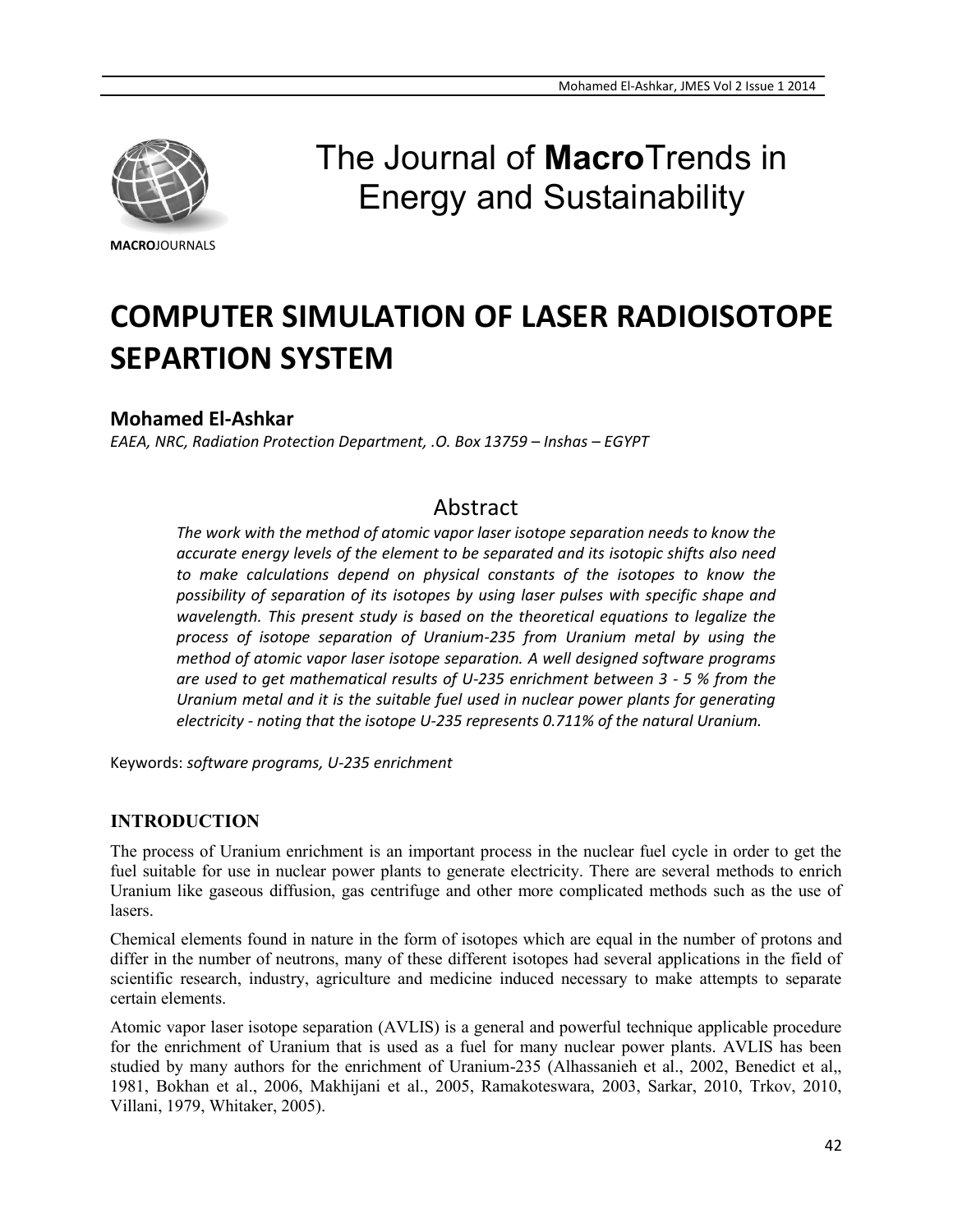# The Journal of **Macro**Trends in Energy and Sustainability

**MACRO**JOURNALS

# COMPUTER SIMULATION OF LASER RADIOISOTOPE SEPARTION SYSTEM

**Mohamed El-Ashkar**

*EAEA, NRC, Radiation Protection Department, .O. Box 13759 – Inshas – EGYPT*

## Abstract

*The work with the method of atomic vapor laser isotope separation needs to know the accurate energy levels of the element to be separated and its isotopic shifts also need to make calculations depend on physical constants of the isotopes to know the possibility of separation of its isotopes by using laser pulses with specific shape and wavelength. This present study is based on the theoretical equations to legalize the process of isotope separation of Uranium-235 from Uranium metal by using the method of atomic vapor laser isotope separation. A well designed software programs are used to get mathematical results of U-235 enrichment between 3 - 5 % from the Uranium metal and it is the suitable fuel used in nuclear power plants for generating electricity - noting that the isotope U-235 represents 0.711% of the natural Uranium.*

Keywords: *software programs, U-235 enrichment*

### INTRODUCTION

The process of Uranium enrichment is an important process in the nuclear fuel cycle in order to get the fuel suitable for use in nuclear power plants to generate electricity. There are several methods to enrich Uranium like gaseous diffusion, gas centrifuge and other more complicated methods such as the use of lasers.

Chemical elements found in nature in the form of isotopes which are equal in the number of protons and differ in the number of neutrons, many of these different isotopes had several applications in the field of scientific research, industry, agriculture and medicine induced necessary to make attempts to separate certain elements.

Atomic vapor laser isotope separation (AVLIS) is a general and powerful technique applicable procedure for the enrichment of Uranium that is used as a fuel for many nuclear power plants. AVLIS has been studied by many authors for the enrichment of Uranium-235 (Alhassanieh et al., 2002, Benedict et al„ 1981, Bokhan et al., 2006, Makhijani et al., 2005, Ramakoteswara, 2003, Sarkar, 2010, Trkov, 2010, Villani, 1979, Whitaker, 2005).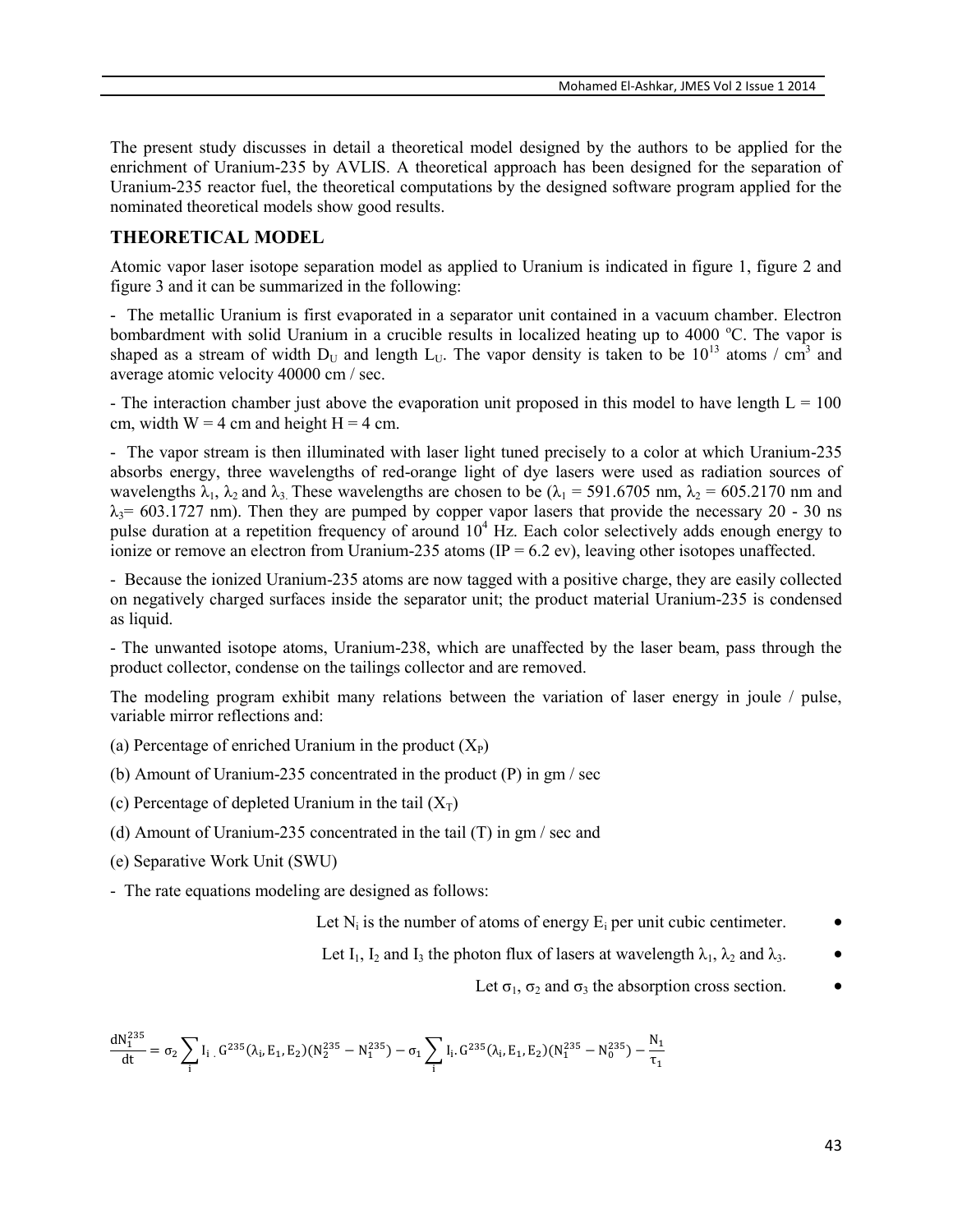The present study discusses in detail a theoretical model designed by the authors to be applied for the enrichment of Uranium-235 by AVLIS. A theoretical approach has been designed for the separation of Uranium-235 reactor fuel, the theoretical computations by the designed software program applied for the nominated theoretical models show good results.

## THEORETICAL MODEL

Atomic vapor laser isotope separation model as applied to Uranium is indicated in figure 1, figure 2 and figure 3 and it can be summarized in the following:

- The metallic Uranium is first evaporated in a separator unit contained in a vacuum chamber. Electron bombardment with solid Uranium in a crucible results in localized heating up to 4000 $^{o}$C. The vapor is shaped as a stream of width $D_U$ and length $L_U$. The vapor density is taken to be $10^{13}$ atoms / cm$^3$ and average atomic velocity 40000 cm / sec.

- The interaction chamber just above the evaporation unit proposed in this model to have length L = 100 cm, width W = 4 cm and height H = 4 cm.

- The vapor stream is then illuminated with laser light tuned precisely to a color at which Uranium-235 absorbs energy, three wavelengths of red-orange light of dye lasers were used as radiation sources of wavelengths $\lambda_1$, $\lambda_2$ and $\lambda_3$. These wavelengths are chosen to be ($\lambda_1$ = 591.6705 nm, $\lambda_2$ = 605.2170 nm and $\lambda_3$= 603.1727 nm). Then they are pumped by copper vapor lasers that provide the necessary 20 - 30 ns pulse duration at a repetition frequency of around $10^4$ Hz. Each color selectively adds enough energy to ionize or remove an electron from Uranium-235 atoms (IP = 6.2 ev), leaving other isotopes unaffected.

- Because the ionized Uranium-235 atoms are now tagged with a positive charge, they are easily collected on negatively charged surfaces inside the separator unit; the product material Uranium-235 is condensed as liquid.

- The unwanted isotope atoms, Uranium-238, which are unaffected by the laser beam, pass through the product collector, condense on the tailings collector and are removed.

The modeling program exhibit many relations between the variation of laser energy in joule / pulse, variable mirror reflections and:

(a) Percentage of enriched Uranium in the product ($X_P$)

(b) Amount of Uranium-235 concentrated in the product (P) in gm / sec

(c) Percentage of depleted Uranium in the tail ($X_T$)

(d) Amount of Uranium-235 concentrated in the tail (T) in gm / sec and

(e) Separative Work Unit (SWU)

- The rate equations modeling are designed as follows:

- Let $N_i$ is the number of atoms of energy $E_i$ per unit cubic centimeter.
- Let $I_1$, $I_2$ and $I_3$ the photon flux of lasers at wavelength $\lambda_1$, $\lambda_2$ and $\lambda_3$.
- Let $\sigma_1$, $\sigma_2$ and $\sigma_3$ the absorption cross section.

$$\frac{dN_1^{235}}{dt} = \sigma_2 \sum_i I_i \,.\, G^{235}(\lambda_i, E_1, E_2)(N_2^{235} - N_1^{235}) - \sigma_1 \sum_i I_i . G^{235}(\lambda_i, E_1, E_2)(N_1^{235} - N_0^{235}) - \frac{N_1}{\tau_1}$$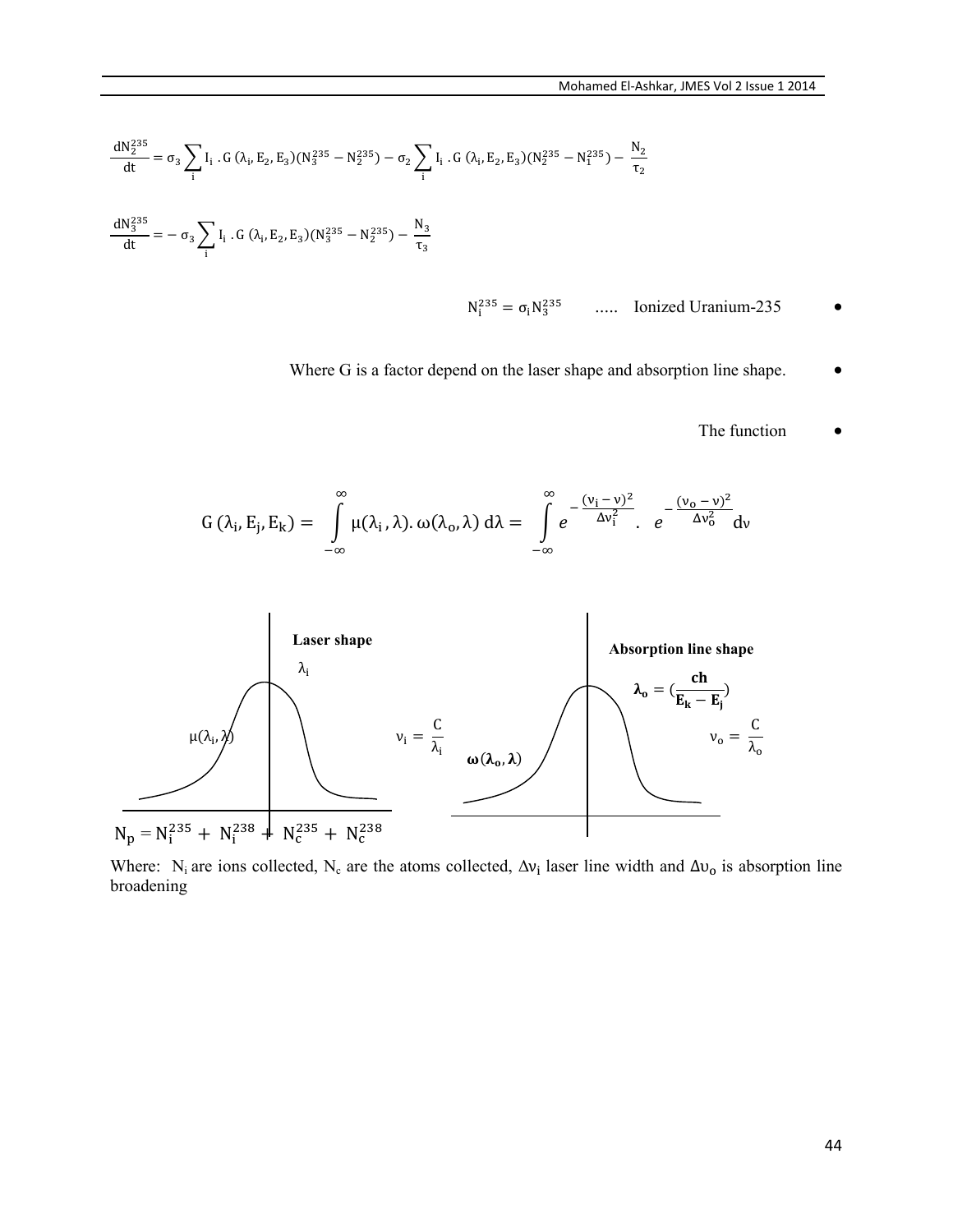$$\frac{dN_2^{235}}{dt} = \sigma_3 \sum_i I_i \cdot G(\lambda_i, E_2, E_3)(N_3^{235} - N_2^{235}) - \sigma_2 \sum_i I_i \cdot G(\lambda_i, E_2, E_3)(N_2^{235} - N_1^{235}) - \frac{N_2}{\tau_2}$$

$$\frac{dN_3^{235}}{dt} = -\sigma_3 \sum_i I_i \cdot G(\lambda_i, E_2, E_3)(N_3^{235} - N_2^{235}) - \frac{N_3}{\tau_3}$$

- $N_i^{235} = \sigma_i N_3^{235}$ ..... Ionized Uranium-235
- Where G is a factor depend on the laser shape and absorption line shape.
- The function

$$G(\lambda_i, E_j, E_k) = \int_{-\infty}^{\infty} \mu(\lambda_i, \lambda) . \omega(\lambda_o, \lambda)\, d\lambda = \int_{-\infty}^{\infty} e^{-\frac{(\nu_i - \nu)^2}{\Delta\nu_i^2}} . \; e^{-\frac{(\nu_o - \nu)^2}{\Delta\nu_o^2}} d\nu$$

**Laser shape**: $\lambda_i$, $\mu(\lambda_i, \lambda)$, $\nu_i = \frac{C}{\lambda_i}$

**Absorption line shape**: $\boldsymbol{\lambda_o = (\frac{ch}{E_k - E_j})}$, $\nu_o = \frac{C}{\lambda_o}$, $\boldsymbol{\omega(\lambda_o, \lambda)}$

$$N_p = N_i^{235} + N_i^{238} + N_c^{235} + N_c^{238}$$

Where: $N_i$ are ions collected, $N_c$ are the atoms collected, $\Delta\nu_i$ laser line width and $\Delta\upsilon_o$ is absorption line broadening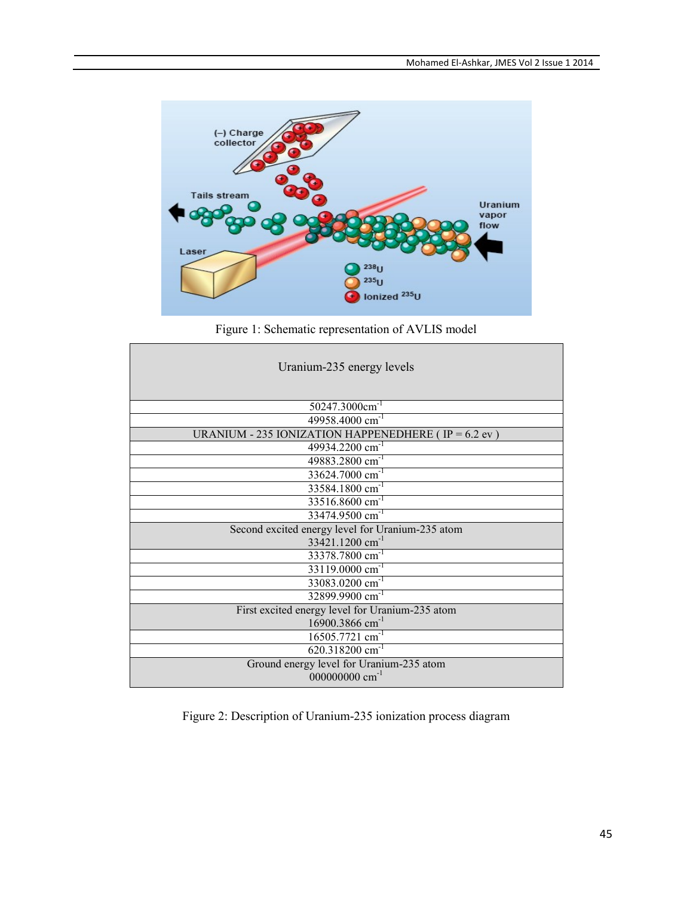Figure 1: Schematic representation of AVLIS model

| Uranium-235 energy levels |
|---|
| 50247.3000cm$^{-1}$ |
| 49958.4000 cm$^{-1}$ |
| URANIUM - 235 IONIZATION HAPPENEDHERE ( IP = 6.2 ev ) |
| 49934.2200 cm$^{-1}$ |
| 49883.2800 cm$^{-1}$ |
| 33624.7000 cm$^{-1}$ |
| 33584.1800 cm$^{-1}$ |
| 33516.8600 cm$^{-1}$ |
| 33474.9500 cm$^{-1}$ |
| Second excited energy level for Uranium-235 atom 33421.1200 cm$^{-1}$ |
| 33378.7800 cm$^{-1}$ |
| 33119.0000 cm$^{-1}$ |
| 33083.0200 cm$^{-1}$ |
| 32899.9900 cm$^{-1}$ |
| First excited energy level for Uranium-235 atom 16900.3866 cm$^{-1}$ |
| 16505.7721 cm$^{-1}$ |
| 620.318200 cm$^{-1}$ |
| Ground energy level for Uranium-235 atom 000000000 cm$^{-1}$ |

Figure 2: Description of Uranium-235 ionization process diagram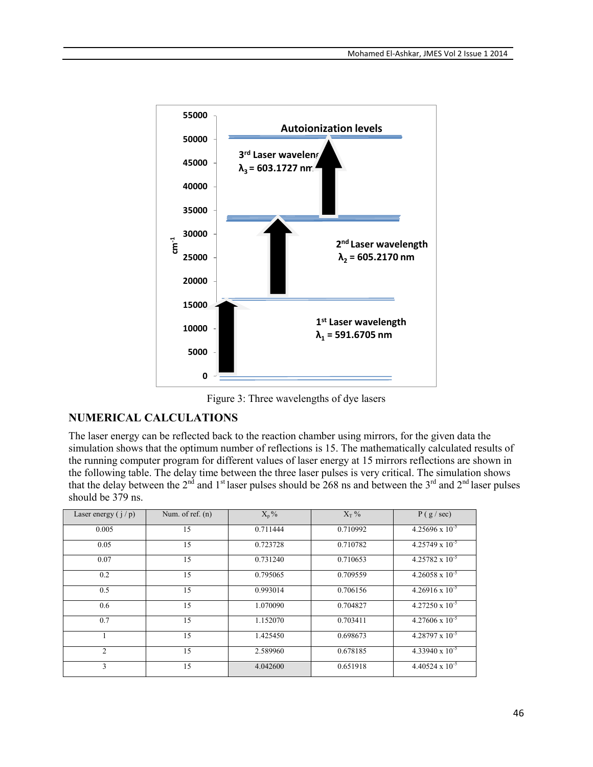Figure 3: Three wavelengths of dye lasers

## NUMERICAL CALCULATIONS

The laser energy can be reflected back to the reaction chamber using mirrors, for the given data the simulation shows that the optimum number of reflections is 15. The mathematically calculated results of the running computer program for different values of laser energy at 15 mirrors reflections are shown in the following table. The delay time between the three laser pulses is very critical. The simulation shows that the delay between the 2[nd] and 1[st] laser pulses should be 268 ns and between the 3[rd] and 2[nd] laser pulses should be 379 ns.

| Laser energy ( j / p) | Num. of ref. (n) | $X_p$ % | $X_T$ % | P ( g / sec) |
|---|---|---|---|---|
| 0.005 | 15 | 0.711444 | 0.710992 | $4.25696 \times 10^{-5}$ |
| 0.05 | 15 | 0.723728 | 0.710782 | $4.25749 \times 10^{-5}$ |
| 0.07 | 15 | 0.731240 | 0.710653 | $4.25782 \times 10^{-5}$ |
| 0.2 | 15 | 0.795065 | 0.709559 | $4.26058 \times 10^{-5}$ |
| 0.5 | 15 | 0.993014 | 0.706156 | $4.26916 \times 10^{-5}$ |
| 0.6 | 15 | 1.070090 | 0.704827 | $4.27250 \times 10^{-5}$ |
| 0.7 | 15 | 1.152070 | 0.703411 | $4.27606 \times 10^{-5}$ |
| 1 | 15 | 1.425450 | 0.698673 | $4.28797 \times 10^{-5}$ |
| 2 | 15 | 2.589960 | 0.678185 | $4.33940 \times 10^{-5}$ |
| 3 | 15 | 4.042600 | 0.651918 | $4.40524 \times 10^{-5}$ |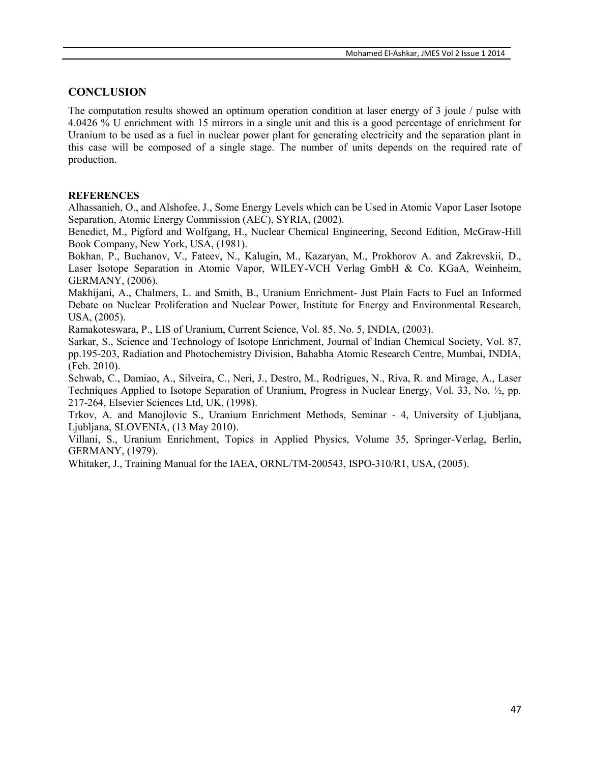## CONCLUSION

The computation results showed an optimum operation condition at laser energy of 3 joule / pulse with 4.0426 % U enrichment with 15 mirrors in a single unit and this is a good percentage of enrichment for Uranium to be used as a fuel in nuclear power plant for generating electricity and the separation plant in this case will be composed of a single stage. The number of units depends on the required rate of production.

### REFERENCES

Alhassanieh, O., and Alshofee, J., Some Energy Levels which can be Used in Atomic Vapor Laser Isotope Separation, Atomic Energy Commission (AEC), SYRIA, (2002).

Benedict, M., Pigford and Wolfgang, H., Nuclear Chemical Engineering, Second Edition, McGraw-Hill Book Company, New York, USA, (1981).

Bokhan, P., Buchanov, V., Fateev, N., Kalugin, M., Kazaryan, M., Prokhorov A. and Zakrevskii, D., Laser Isotope Separation in Atomic Vapor, WILEY-VCH Verlag GmbH & Co. KGaA, Weinheim, GERMANY, (2006).

Makhijani, A., Chalmers, L. and Smith, B., Uranium Enrichment- Just Plain Facts to Fuel an Informed Debate on Nuclear Proliferation and Nuclear Power, Institute for Energy and Environmental Research, USA, (2005).

Ramakoteswara, P., LIS of Uranium, Current Science, Vol. 85, No. 5, INDIA, (2003).

Sarkar, S., Science and Technology of Isotope Enrichment, Journal of Indian Chemical Society, Vol. 87, pp.195-203, Radiation and Photochemistry Division, Bahabha Atomic Research Centre, Mumbai, INDIA, (Feb. 2010).

Schwab, C., Damiao, A., Silveira, C., Neri, J., Destro, M., Rodrigues, N., Riva, R. and Mirage, A., Laser Techniques Applied to Isotope Separation of Uranium, Progress in Nuclear Energy, Vol. 33, No. ½, pp. 217-264, Elsevier Sciences Ltd, UK, (1998).

Trkov, A. and Manojlovic S., Uranium Enrichment Methods, Seminar - 4, University of Ljubljana, Ljubljana, SLOVENIA, (13 May 2010).

Villani, S., Uranium Enrichment, Topics in Applied Physics, Volume 35, Springer-Verlag, Berlin, GERMANY, (1979).

Whitaker, J., Training Manual for the IAEA, ORNL/TM-200543, ISPO-310/R1, USA, (2005).